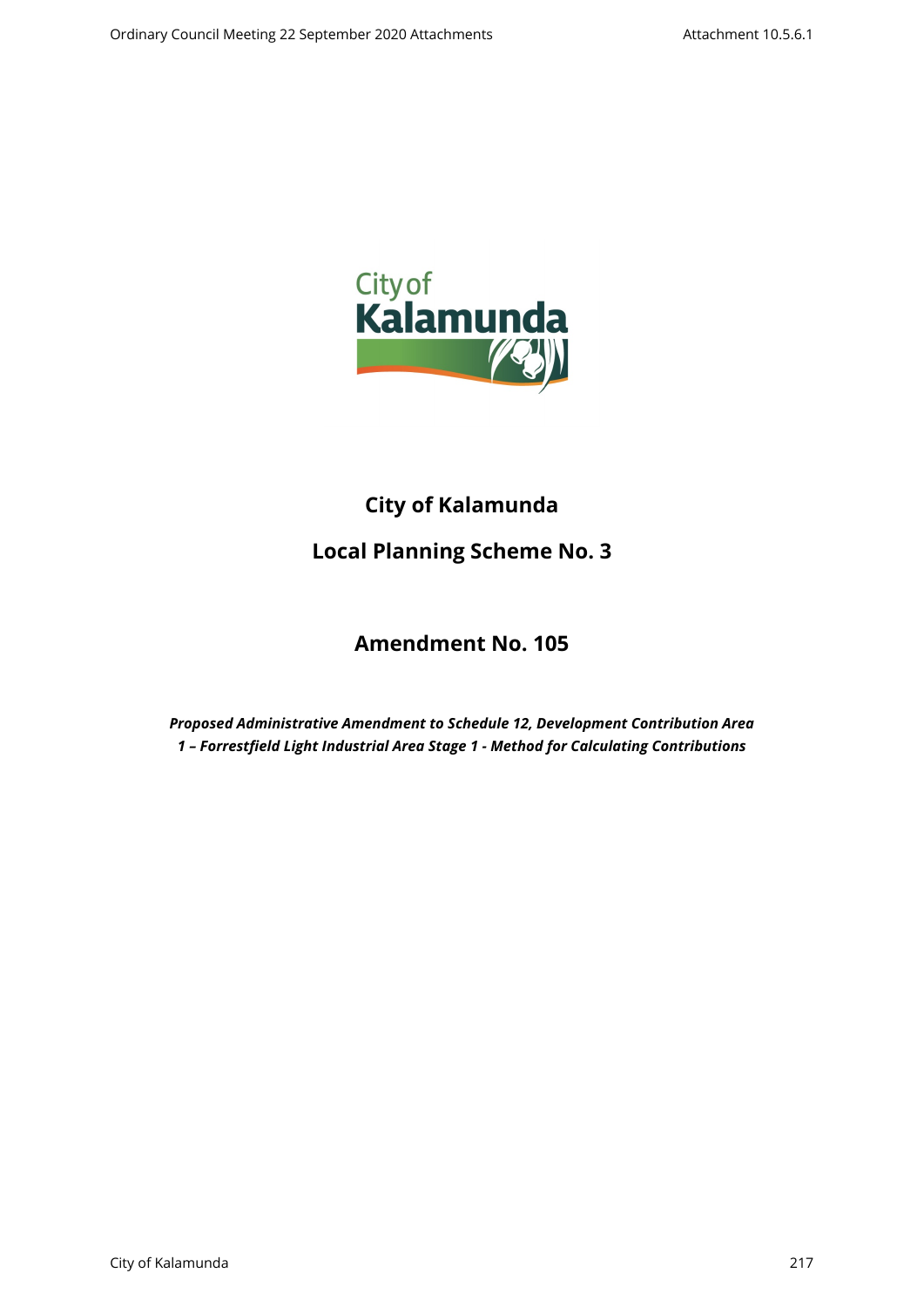# City of Kalamunda

## Local Planning Scheme No. 3

## Amendment No. 105

***Proposed Administrative Amendment to Schedule 12, Development Contribution Area 1 – Forrestfield Light Industrial Area Stage 1 - Method for Calculating Contributions***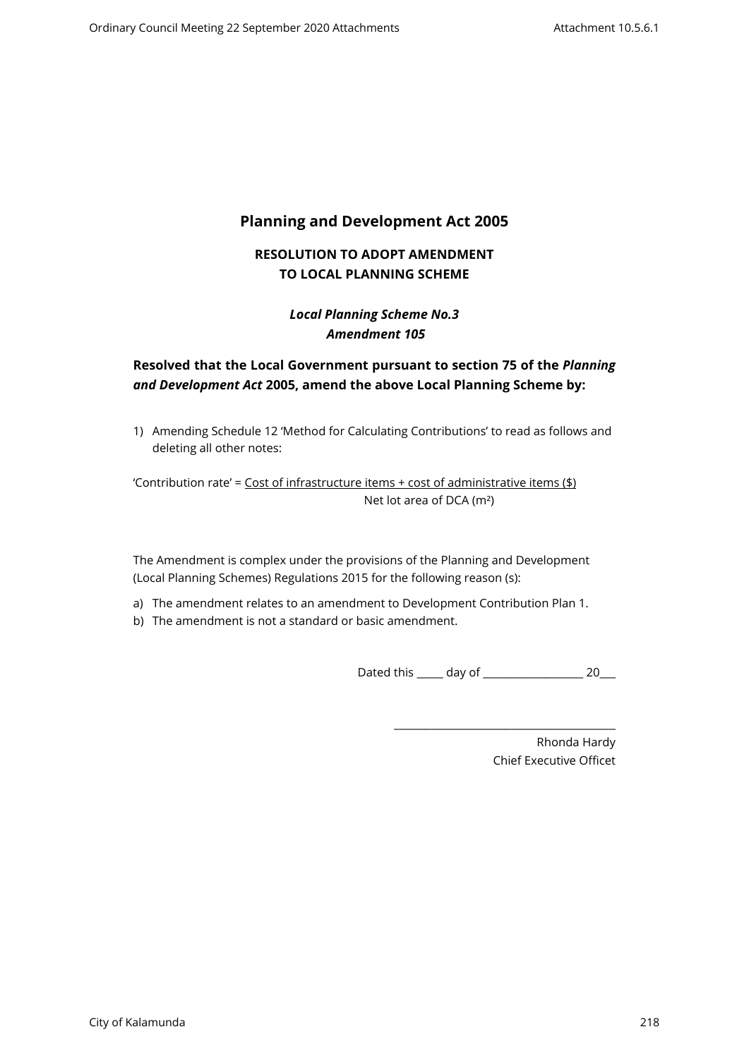# Planning and Development Act 2005

## RESOLUTION TO ADOPT AMENDMENT TO LOCAL PLANNING SCHEME

***Local Planning Scheme No.3***
***Amendment 105***

**Resolved that the Local Government pursuant to section 75 of the *Planning and Development Act* 2005, amend the above Local Planning Scheme by:**

1) Amending Schedule 12 'Method for Calculating Contributions' to read as follows and deleting all other notes:

$$\text{'Contribution rate'} = \frac{\text{Cost of infrastructure items + cost of administrative items (\$)}}{\text{Net lot area of DCA (m}^2\text{)}}$$

The Amendment is complex under the provisions of the Planning and Development (Local Planning Schemes) Regulations 2015 for the following reason (s):

a) The amendment relates to an amendment to Development Contribution Plan 1.
b) The amendment is not a standard or basic amendment.

Dated this _____ day of __________________ 20___

_______________________________________
Rhonda Hardy
Chief Executive Officet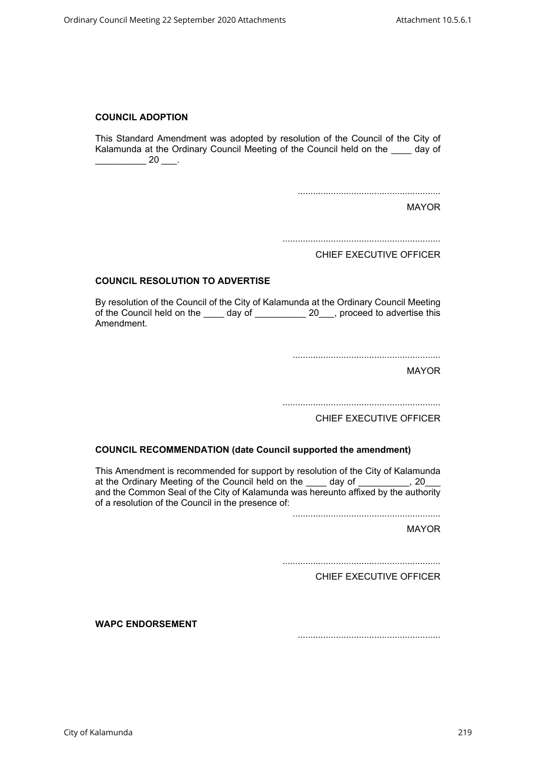**COUNCIL ADOPTION**

This Standard Amendment was adopted by resolution of the Council of the City of Kalamunda at the Ordinary Council Meeting of the Council held on the ____ day of __________ 20 ___.

........................................................

MAYOR

..............................................................

CHIEF EXECUTIVE OFFICER

**COUNCIL RESOLUTION TO ADVERTISE**

By resolution of the Council of the City of Kalamunda at the Ordinary Council Meeting of the Council held on the ____ day of __________ 20___, proceed to advertise this Amendment.

..........................................................

MAYOR

..............................................................

CHIEF EXECUTIVE OFFICER

**COUNCIL RECOMMENDATION (date Council supported the amendment)**

This Amendment is recommended for support by resolution of the City of Kalamunda at the Ordinary Meeting of the Council held on the ____ day of __________, 20___ and the Common Seal of the City of Kalamunda was hereunto affixed by the authority of a resolution of the Council in the presence of:

..........................................................

MAYOR

..............................................................

CHIEF EXECUTIVE OFFICER

**WAPC ENDORSEMENT**

........................................................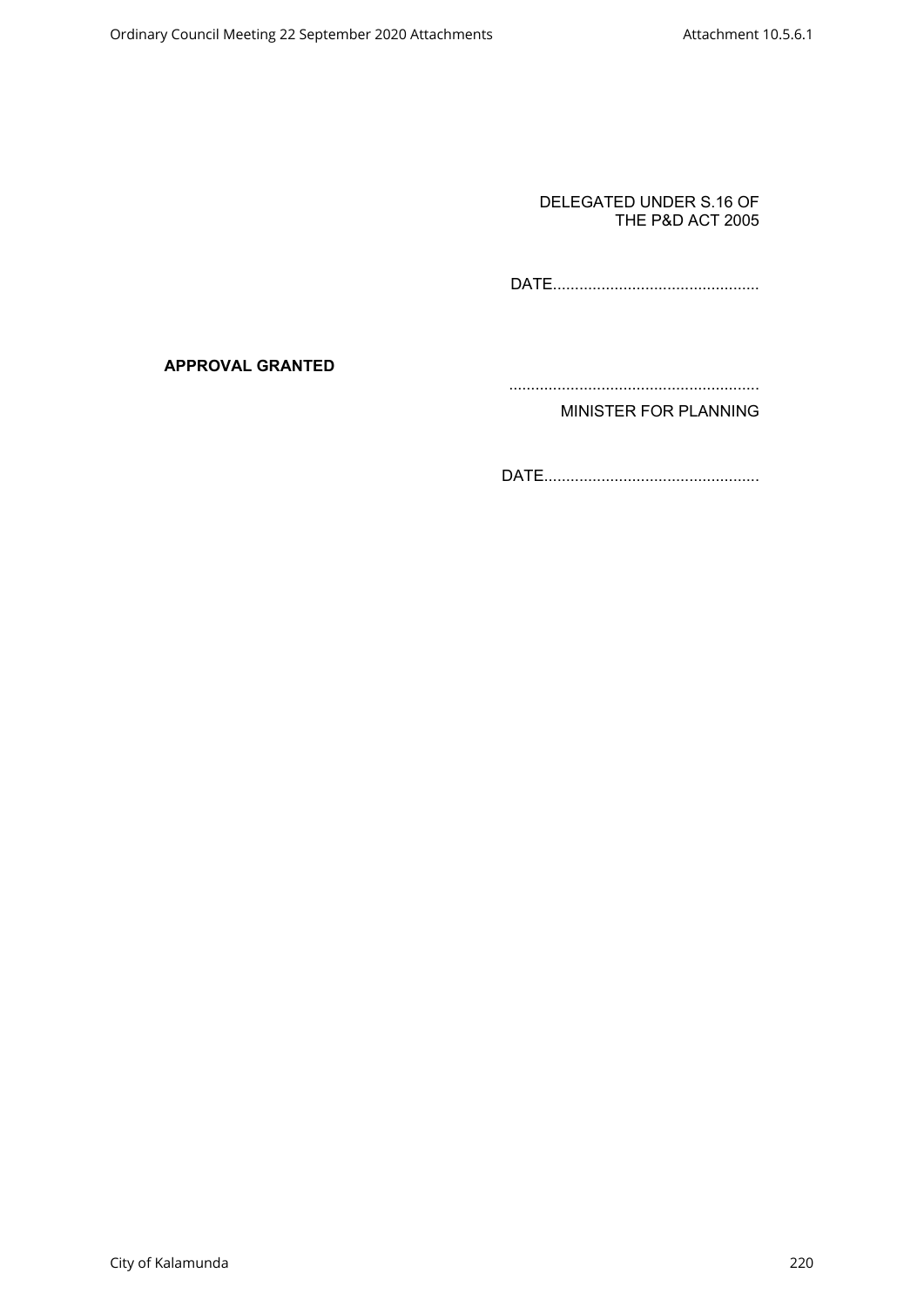DELEGATED UNDER S.16 OF THE P&D ACT 2005

DATE...............................................

**APPROVAL GRANTED**

.........................................................

MINISTER FOR PLANNING

DATE.................................................